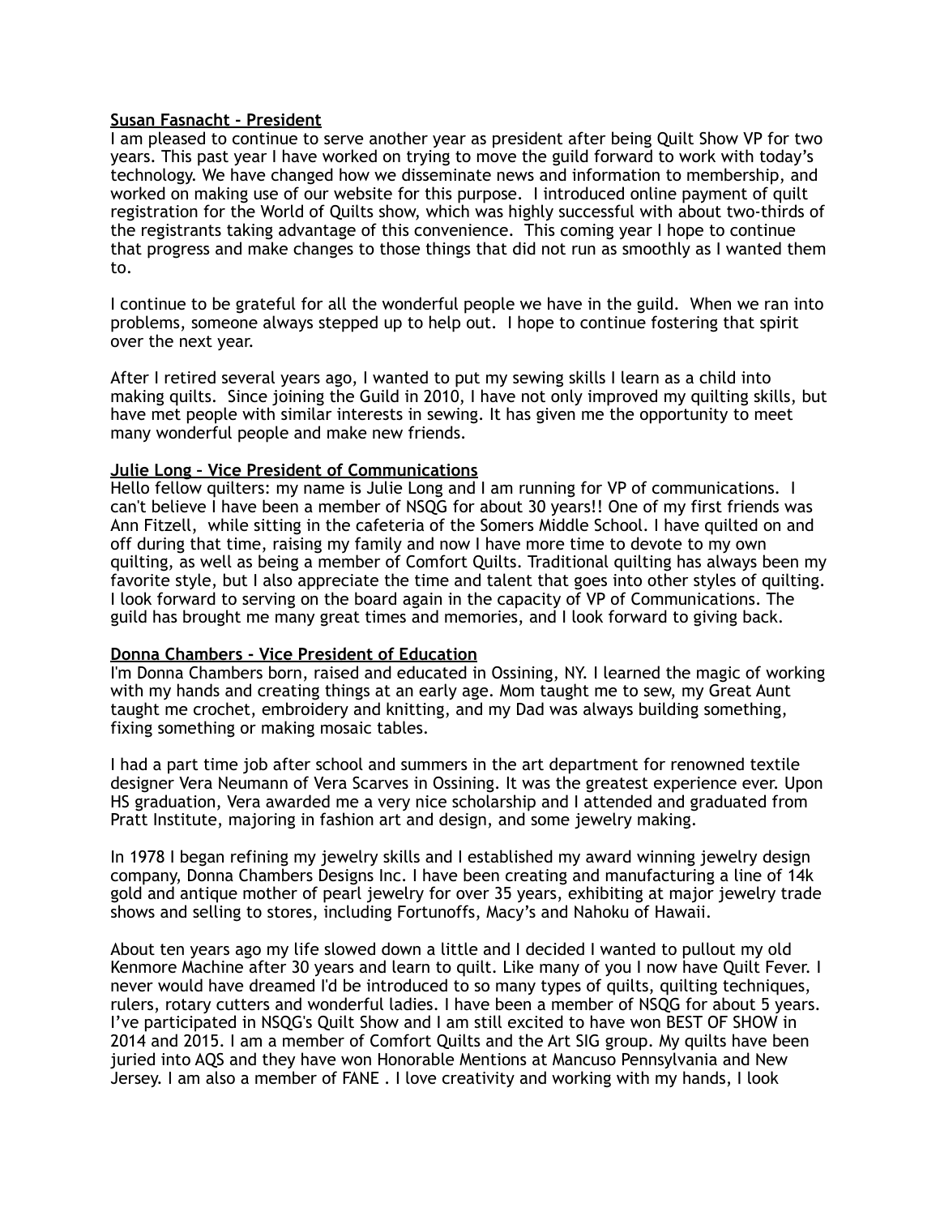**Susan Fasnacht - President**

I am pleased to continue to serve another year as president after being Quilt Show VP for two years. This past year I have worked on trying to move the guild forward to work with today's technology. We have changed how we disseminate news and information to membership, and worked on making use of our website for this purpose. I introduced online payment of quilt registration for the World of Quilts show, which was highly successful with about two-thirds of the registrants taking advantage of this convenience. This coming year I hope to continue that progress and make changes to those things that did not run as smoothly as I wanted them to.

I continue to be grateful for all the wonderful people we have in the guild. When we ran into problems, someone always stepped up to help out. I hope to continue fostering that spirit over the next year.

After I retired several years ago, I wanted to put my sewing skills I learn as a child into making quilts. Since joining the Guild in 2010, I have not only improved my quilting skills, but have met people with similar interests in sewing. It has given me the opportunity to meet many wonderful people and make new friends.

**Julie Long – Vice President of Communications**

Hello fellow quilters: my name is Julie Long and I am running for VP of communications. I can't believe I have been a member of NSQG for about 30 years!! One of my first friends was Ann Fitzell, while sitting in the cafeteria of the Somers Middle School. I have quilted on and off during that time, raising my family and now I have more time to devote to my own quilting, as well as being a member of Comfort Quilts. Traditional quilting has always been my favorite style, but I also appreciate the time and talent that goes into other styles of quilting. I look forward to serving on the board again in the capacity of VP of Communications. The guild has brought me many great times and memories, and I look forward to giving back.

**Donna Chambers - Vice President of Education**

I'm Donna Chambers born, raised and educated in Ossining, NY. I learned the magic of working with my hands and creating things at an early age. Mom taught me to sew, my Great Aunt taught me crochet, embroidery and knitting, and my Dad was always building something, fixing something or making mosaic tables.

I had a part time job after school and summers in the art department for renowned textile designer Vera Neumann of Vera Scarves in Ossining. It was the greatest experience ever. Upon HS graduation, Vera awarded me a very nice scholarship and I attended and graduated from Pratt Institute, majoring in fashion art and design, and some jewelry making.

In 1978 I began refining my jewelry skills and I established my award winning jewelry design company, Donna Chambers Designs Inc. I have been creating and manufacturing a line of 14k gold and antique mother of pearl jewelry for over 35 years, exhibiting at major jewelry trade shows and selling to stores, including Fortunoffs, Macy's and Nahoku of Hawaii.

About ten years ago my life slowed down a little and I decided I wanted to pullout my old Kenmore Machine after 30 years and learn to quilt. Like many of you I now have Quilt Fever. I never would have dreamed I'd be introduced to so many types of quilts, quilting techniques, rulers, rotary cutters and wonderful ladies. I have been a member of NSQG for about 5 years. I've participated in NSQG's Quilt Show and I am still excited to have won BEST OF SHOW in 2014 and 2015. I am a member of Comfort Quilts and the Art SIG group. My quilts have been juried into AQS and they have won Honorable Mentions at Mancuso Pennsylvania and New Jersey. I am also a member of FANE . I love creativity and working with my hands, I look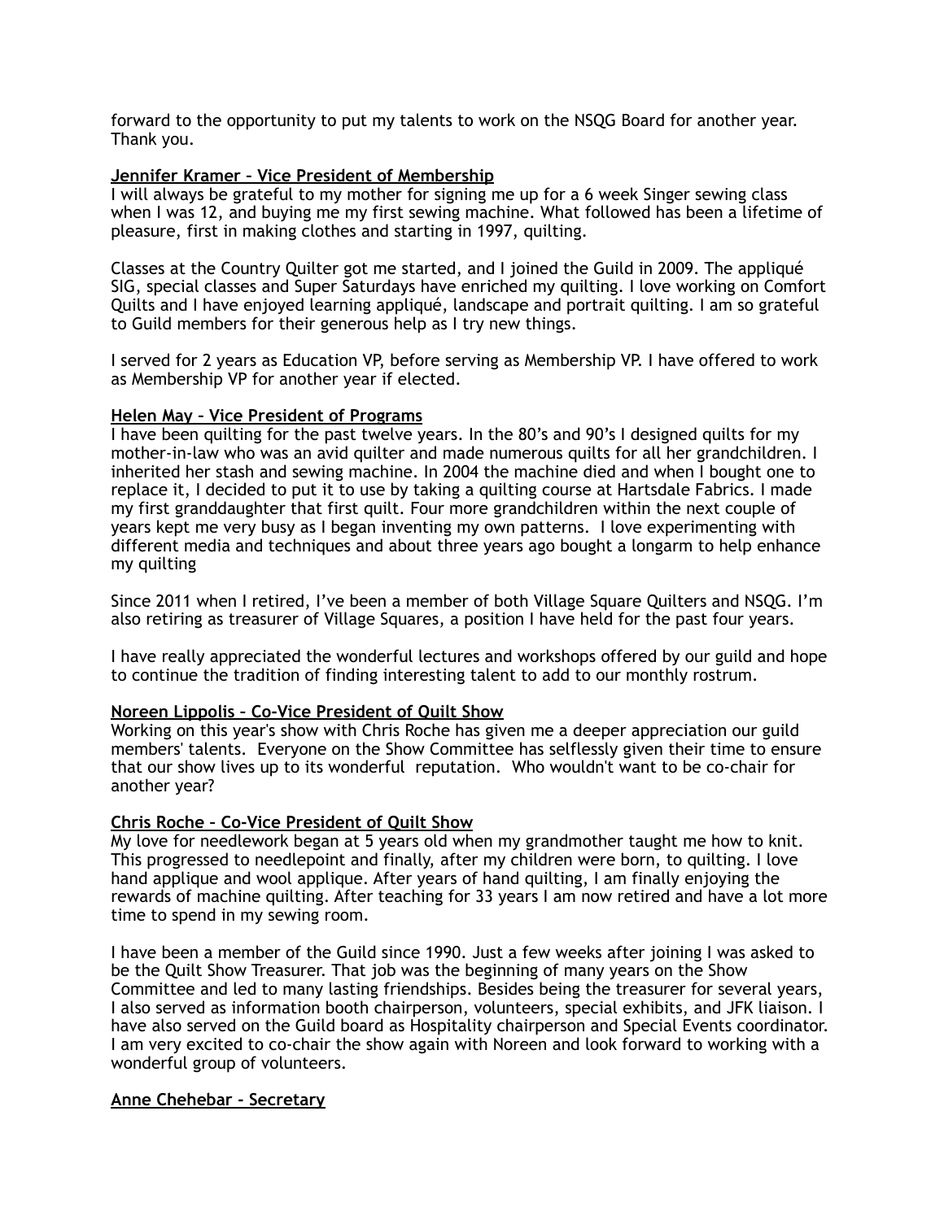forward to the opportunity to put my talents to work on the NSQG Board for another year. Thank you.

**Jennifer Kramer – Vice President of Membership**

I will always be grateful to my mother for signing me up for a 6 week Singer sewing class when I was 12, and buying me my first sewing machine. What followed has been a lifetime of pleasure, first in making clothes and starting in 1997, quilting.

Classes at the Country Quilter got me started, and I joined the Guild in 2009. The appliqué SIG, special classes and Super Saturdays have enriched my quilting. I love working on Comfort Quilts and I have enjoyed learning appliqué, landscape and portrait quilting. I am so grateful to Guild members for their generous help as I try new things.

I served for 2 years as Education VP, before serving as Membership VP. I have offered to work as Membership VP for another year if elected.

**Helen May – Vice President of Programs**

I have been quilting for the past twelve years. In the 80's and 90's I designed quilts for my mother-in-law who was an avid quilter and made numerous quilts for all her grandchildren. I inherited her stash and sewing machine. In 2004 the machine died and when I bought one to replace it, I decided to put it to use by taking a quilting course at Hartsdale Fabrics. I made my first granddaughter that first quilt. Four more grandchildren within the next couple of years kept me very busy as I began inventing my own patterns. I love experimenting with different media and techniques and about three years ago bought a longarm to help enhance my quilting

Since 2011 when I retired, I've been a member of both Village Square Quilters and NSQG. I'm also retiring as treasurer of Village Squares, a position I have held for the past four years.

I have really appreciated the wonderful lectures and workshops offered by our guild and hope to continue the tradition of finding interesting talent to add to our monthly rostrum.

**Noreen Lippolis – Co-Vice President of Quilt Show**

Working on this year's show with Chris Roche has given me a deeper appreciation our guild members' talents. Everyone on the Show Committee has selflessly given their time to ensure that our show lives up to its wonderful reputation. Who wouldn't want to be co-chair for another year?

**Chris Roche – Co-Vice President of Quilt Show**

My love for needlework began at 5 years old when my grandmother taught me how to knit. This progressed to needlepoint and finally, after my children were born, to quilting. I love hand applique and wool applique. After years of hand quilting, I am finally enjoying the rewards of machine quilting. After teaching for 33 years I am now retired and have a lot more time to spend in my sewing room.

I have been a member of the Guild since 1990. Just a few weeks after joining I was asked to be the Quilt Show Treasurer. That job was the beginning of many years on the Show Committee and led to many lasting friendships. Besides being the treasurer for several years, I also served as information booth chairperson, volunteers, special exhibits, and JFK liaison. I have also served on the Guild board as Hospitality chairperson and Special Events coordinator. I am very excited to co-chair the show again with Noreen and look forward to working with a wonderful group of volunteers.

**Anne Chehebar – Secretary**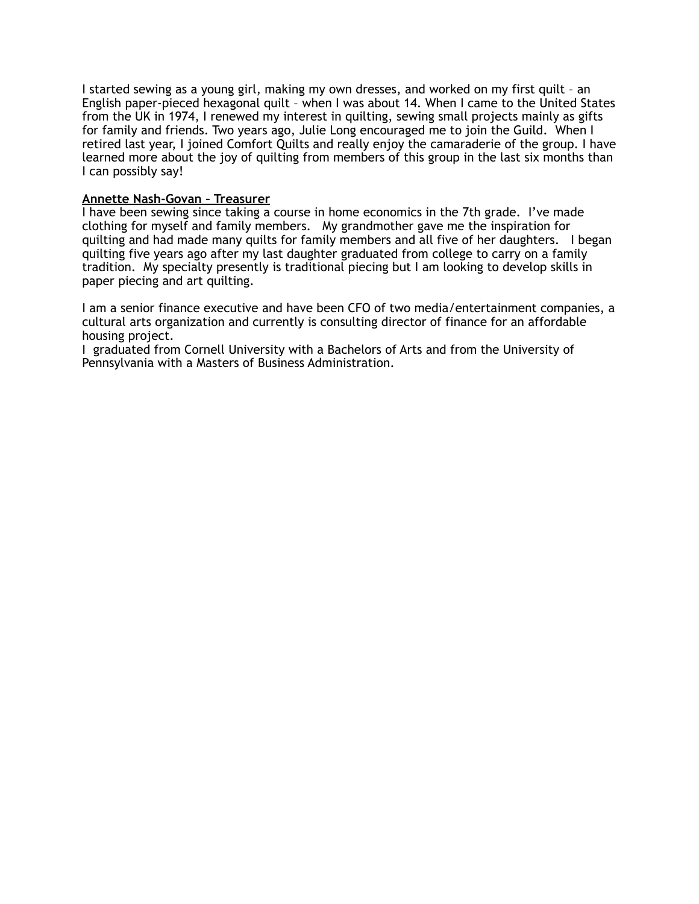I started sewing as a young girl, making my own dresses, and worked on my first quilt – an English paper-pieced hexagonal quilt – when I was about 14. When I came to the United States from the UK in 1974, I renewed my interest in quilting, sewing small projects mainly as gifts for family and friends. Two years ago, Julie Long encouraged me to join the Guild. When I retired last year, I joined Comfort Quilts and really enjoy the camaraderie of the group. I have learned more about the joy of quilting from members of this group in the last six months than I can possibly say!

**Annette Nash-Govan – Treasurer**

I have been sewing since taking a course in home economics in the 7th grade. I've made clothing for myself and family members. My grandmother gave me the inspiration for quilting and had made many quilts for family members and all five of her daughters. I began quilting five years ago after my last daughter graduated from college to carry on a family tradition. My specialty presently is traditional piecing but I am looking to develop skills in paper piecing and art quilting.

I am a senior finance executive and have been CFO of two media/entertainment companies, a cultural arts organization and currently is consulting director of finance for an affordable housing project.

I graduated from Cornell University with a Bachelors of Arts and from the University of Pennsylvania with a Masters of Business Administration.